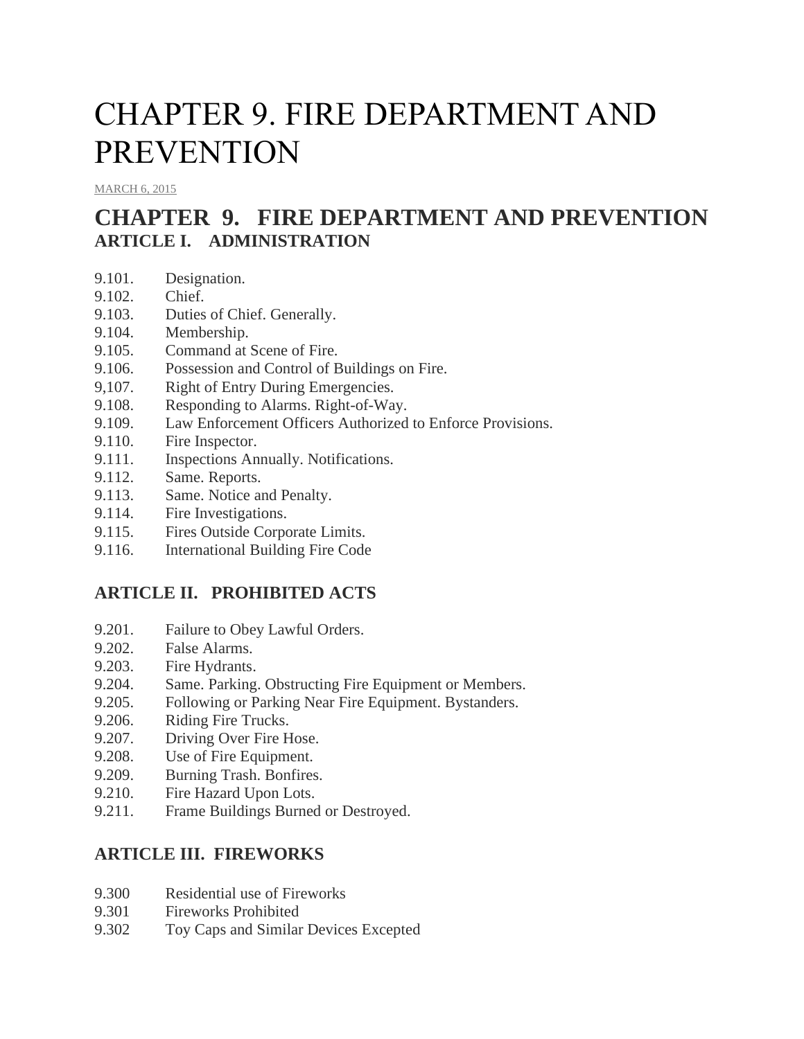# CHAPTER 9. FIRE DEPARTMENT AND PREVENTION

MARCH 6, 2015

## CHAPTER 9. FIRE DEPARTMENT AND PREVENTION

### ARTICLE I. ADMINISTRATION

9.101. Designation.
9.102. Chief.
9.103. Duties of Chief. Generally.
9.104. Membership.
9.105. Command at Scene of Fire.
9.106. Possession and Control of Buildings on Fire.
9,107. Right of Entry During Emergencies.
9.108. Responding to Alarms. Right-of-Way.
9.109. Law Enforcement Officers Authorized to Enforce Provisions.
9.110. Fire Inspector.
9.111. Inspections Annually. Notifications.
9.112. Same. Reports.
9.113. Same. Notice and Penalty.
9.114. Fire Investigations.
9.115. Fires Outside Corporate Limits.
9.116. International Building Fire Code

### ARTICLE II. PROHIBITED ACTS

9.201. Failure to Obey Lawful Orders.
9.202. False Alarms.
9.203. Fire Hydrants.
9.204. Same. Parking. Obstructing Fire Equipment or Members.
9.205. Following or Parking Near Fire Equipment. Bystanders.
9.206. Riding Fire Trucks.
9.207. Driving Over Fire Hose.
9.208. Use of Fire Equipment.
9.209. Burning Trash. Bonfires.
9.210. Fire Hazard Upon Lots.
9.211. Frame Buildings Burned or Destroyed.

### ARTICLE III. FIREWORKS

9.300 Residential use of Fireworks
9.301 Fireworks Prohibited
9.302 Toy Caps and Similar Devices Excepted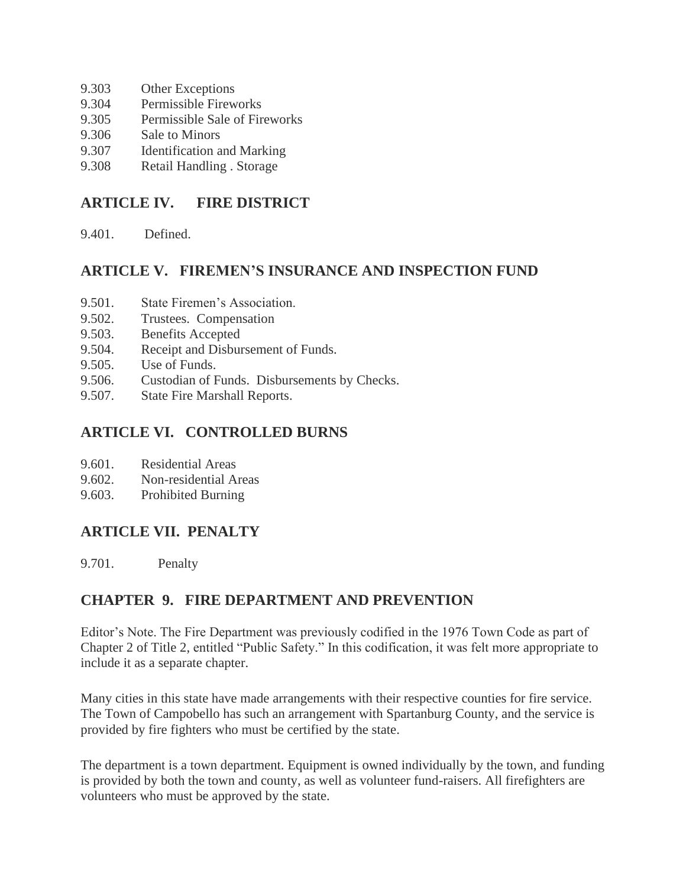9.303 Other Exceptions
9.304 Permissible Fireworks
9.305 Permissible Sale of Fireworks
9.306 Sale to Minors
9.307 Identification and Marking
9.308 Retail Handling . Storage

## ARTICLE IV. FIRE DISTRICT

9.401. Defined.

## ARTICLE V. FIREMEN'S INSURANCE AND INSPECTION FUND

9.501. State Firemen's Association.
9.502. Trustees. Compensation
9.503. Benefits Accepted
9.504. Receipt and Disbursement of Funds.
9.505. Use of Funds.
9.506. Custodian of Funds. Disbursements by Checks.
9.507. State Fire Marshall Reports.

## ARTICLE VI. CONTROLLED BURNS

9.601. Residential Areas
9.602. Non-residential Areas
9.603. Prohibited Burning

## ARTICLE VII. PENALTY

9.701. Penalty

## CHAPTER 9. FIRE DEPARTMENT AND PREVENTION

Editor's Note. The Fire Department was previously codified in the 1976 Town Code as part of Chapter 2 of Title 2, entitled "Public Safety." In this codification, it was felt more appropriate to include it as a separate chapter.

Many cities in this state have made arrangements with their respective counties for fire service. The Town of Campobello has such an arrangement with Spartanburg County, and the service is provided by fire fighters who must be certified by the state.

The department is a town department. Equipment is owned individually by the town, and funding is provided by both the town and county, as well as volunteer fund-raisers. All firefighters are volunteers who must be approved by the state.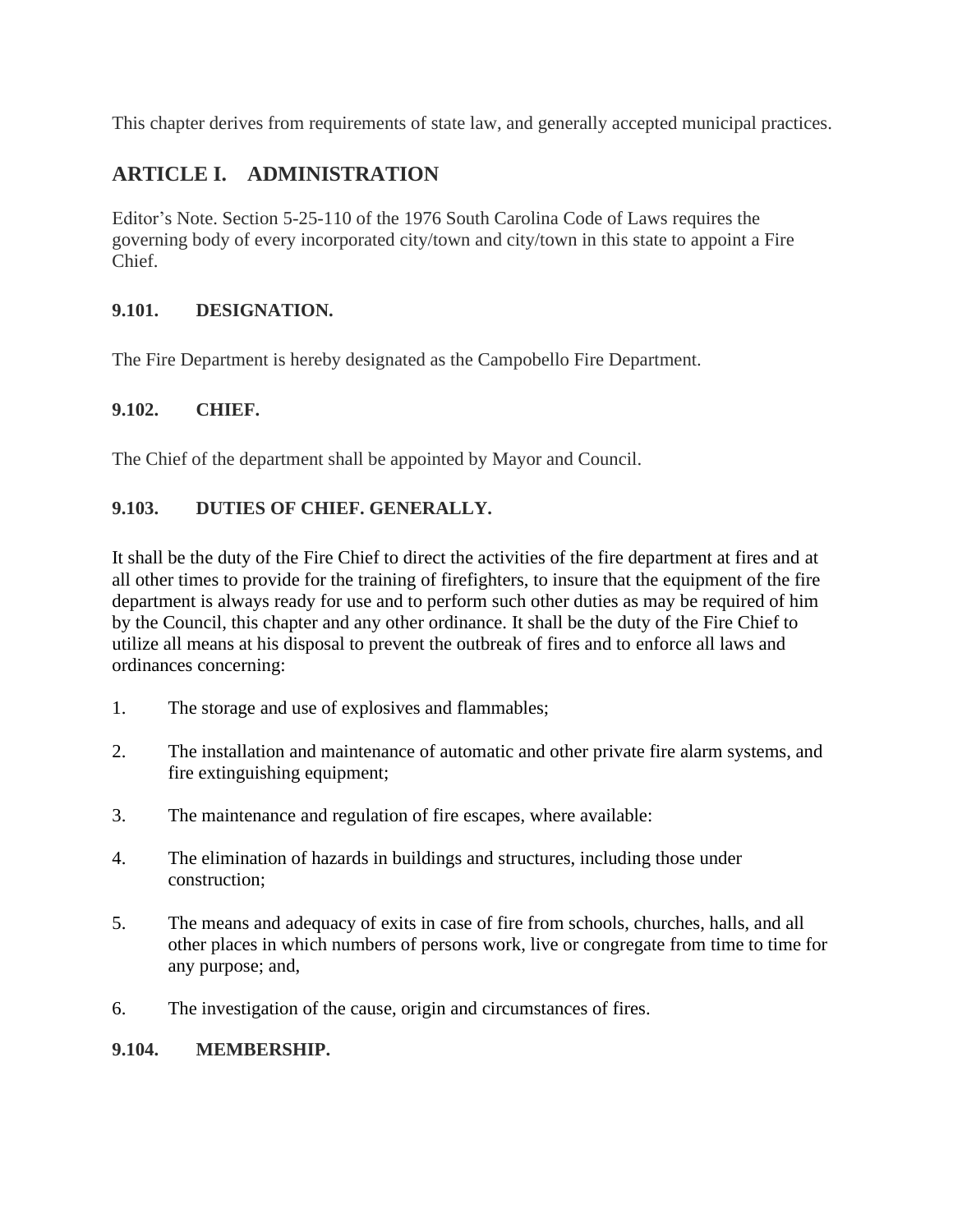This chapter derives from requirements of state law, and generally accepted municipal practices.

## ARTICLE I. ADMINISTRATION

Editor's Note. Section 5-25-110 of the 1976 South Carolina Code of Laws requires the governing body of every incorporated city/town and city/town in this state to appoint a Fire Chief.

### 9.101. DESIGNATION.

The Fire Department is hereby designated as the Campobello Fire Department.

### 9.102. CHIEF.

The Chief of the department shall be appointed by Mayor and Council.

### 9.103. DUTIES OF CHIEF. GENERALLY.

It shall be the duty of the Fire Chief to direct the activities of the fire department at fires and at all other times to provide for the training of firefighters, to insure that the equipment of the fire department is always ready for use and to perform such other duties as may be required of him by the Council, this chapter and any other ordinance. It shall be the duty of the Fire Chief to utilize all means at his disposal to prevent the outbreak of fires and to enforce all laws and ordinances concerning:

1. The storage and use of explosives and flammables;
2. The installation and maintenance of automatic and other private fire alarm systems, and fire extinguishing equipment;
3. The maintenance and regulation of fire escapes, where available:
4. The elimination of hazards in buildings and structures, including those under construction;
5. The means and adequacy of exits in case of fire from schools, churches, halls, and all other places in which numbers of persons work, live or congregate from time to time for any purpose; and,
6. The investigation of the cause, origin and circumstances of fires.

### 9.104. MEMBERSHIP.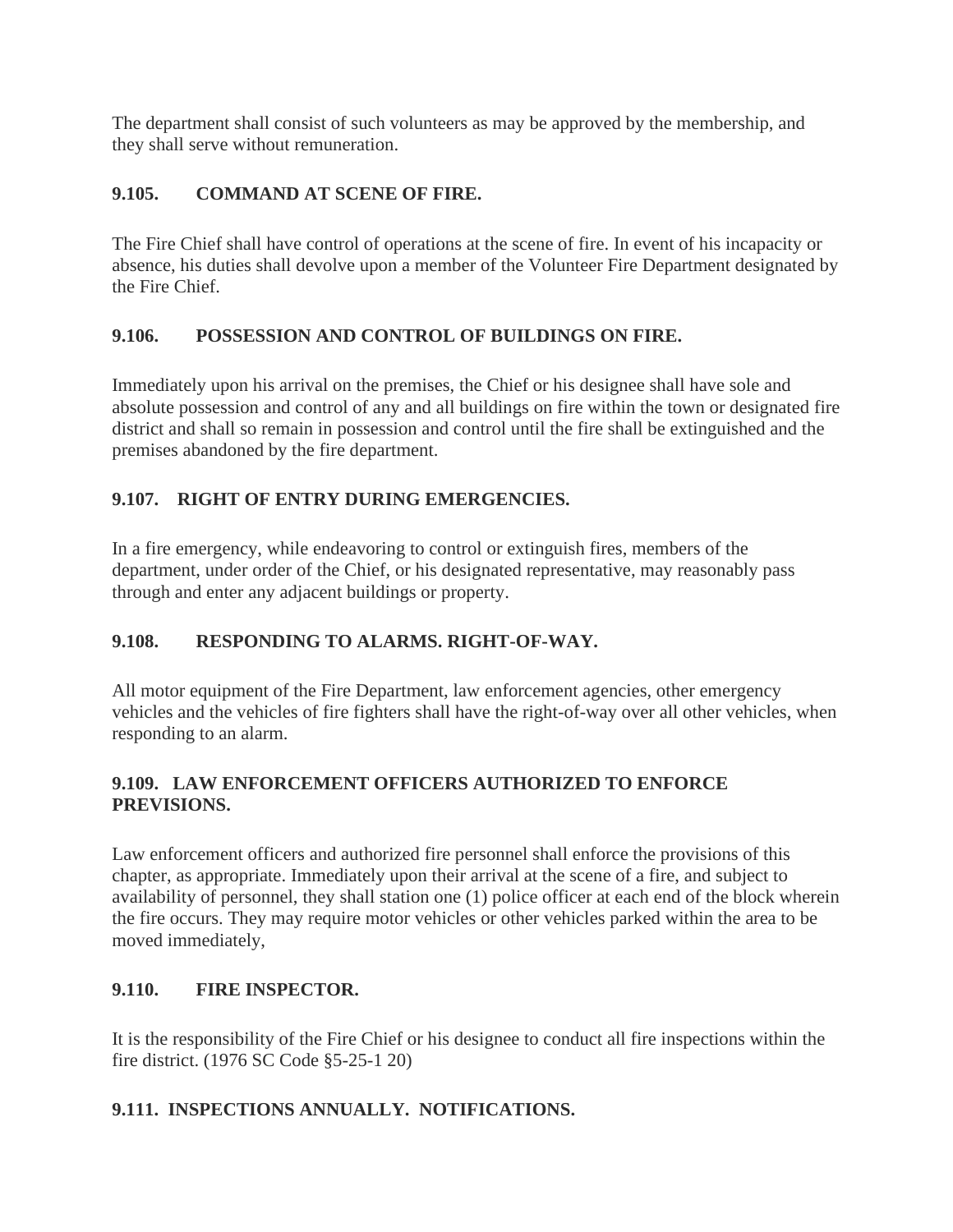The department shall consist of such volunteers as may be approved by the membership, and they shall serve without remuneration.

**9.105. COMMAND AT SCENE OF FIRE.**

The Fire Chief shall have control of operations at the scene of fire. In event of his incapacity or absence, his duties shall devolve upon a member of the Volunteer Fire Department designated by the Fire Chief.

**9.106. POSSESSION AND CONTROL OF BUILDINGS ON FIRE.**

Immediately upon his arrival on the premises, the Chief or his designee shall have sole and absolute possession and control of any and all buildings on fire within the town or designated fire district and shall so remain in possession and control until the fire shall be extinguished and the premises abandoned by the fire department.

**9.107. RIGHT OF ENTRY DURING EMERGENCIES.**

In a fire emergency, while endeavoring to control or extinguish fires, members of the department, under order of the Chief, or his designated representative, may reasonably pass through and enter any adjacent buildings or property.

**9.108. RESPONDING TO ALARMS. RIGHT-OF-WAY.**

All motor equipment of the Fire Department, law enforcement agencies, other emergency vehicles and the vehicles of fire fighters shall have the right-of-way over all other vehicles, when responding to an alarm.

**9.109. LAW ENFORCEMENT OFFICERS AUTHORIZED TO ENFORCE PREVISIONS.**

Law enforcement officers and authorized fire personnel shall enforce the provisions of this chapter, as appropriate. Immediately upon their arrival at the scene of a fire, and subject to availability of personnel, they shall station one (1) police officer at each end of the block wherein the fire occurs. They may require motor vehicles or other vehicles parked within the area to be moved immediately,

**9.110. FIRE INSPECTOR.**

It is the responsibility of the Fire Chief or his designee to conduct all fire inspections within the fire district. (1976 SC Code §5-25-1 20)

**9.111. INSPECTIONS ANNUALLY. NOTIFICATIONS.**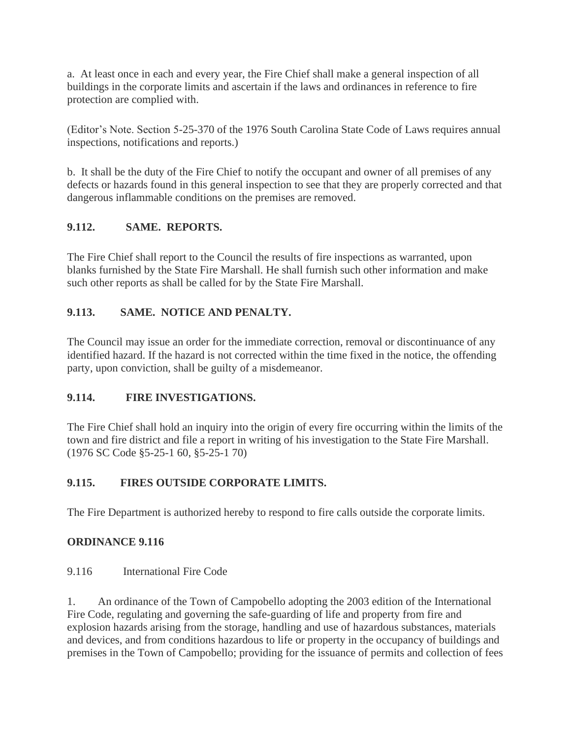a. At least once in each and every year, the Fire Chief shall make a general inspection of all buildings in the corporate limits and ascertain if the laws and ordinances in reference to fire protection are complied with.

(Editor's Note. Section 5-25-370 of the 1976 South Carolina State Code of Laws requires annual inspections, notifications and reports.)

b. It shall be the duty of the Fire Chief to notify the occupant and owner of all premises of any defects or hazards found in this general inspection to see that they are properly corrected and that dangerous inflammable conditions on the premises are removed.

**9.112. SAME. REPORTS.**

The Fire Chief shall report to the Council the results of fire inspections as warranted, upon blanks furnished by the State Fire Marshall. He shall furnish such other information and make such other reports as shall be called for by the State Fire Marshall.

**9.113. SAME. NOTICE AND PENALTY.**

The Council may issue an order for the immediate correction, removal or discontinuance of any identified hazard. If the hazard is not corrected within the time fixed in the notice, the offending party, upon conviction, shall be guilty of a misdemeanor.

**9.114. FIRE INVESTIGATIONS.**

The Fire Chief shall hold an inquiry into the origin of every fire occurring within the limits of the town and fire district and file a report in writing of his investigation to the State Fire Marshall. (1976 SC Code §5-25-1 60, §5-25-1 70)

**9.115. FIRES OUTSIDE CORPORATE LIMITS.**

The Fire Department is authorized hereby to respond to fire calls outside the corporate limits.

**ORDINANCE 9.116**

9.116 International Fire Code

1. An ordinance of the Town of Campobello adopting the 2003 edition of the International Fire Code, regulating and governing the safe-guarding of life and property from fire and explosion hazards arising from the storage, handling and use of hazardous substances, materials and devices, and from conditions hazardous to life or property in the occupancy of buildings and premises in the Town of Campobello; providing for the issuance of permits and collection of fees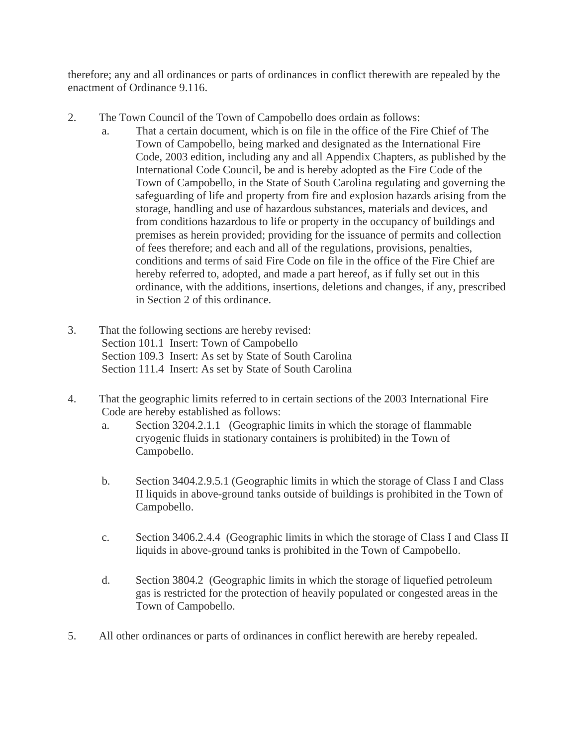therefore; any and all ordinances or parts of ordinances in conflict therewith are repealed by the enactment of Ordinance 9.116.

2. The Town Council of the Town of Campobello does ordain as follows:
   a. That a certain document, which is on file in the office of the Fire Chief of The Town of Campobello, being marked and designated as the International Fire Code, 2003 edition, including any and all Appendix Chapters, as published by the International Code Council, be and is hereby adopted as the Fire Code of the Town of Campobello, in the State of South Carolina regulating and governing the safeguarding of life and property from fire and explosion hazards arising from the storage, handling and use of hazardous substances, materials and devices, and from conditions hazardous to life or property in the occupancy of buildings and premises as herein provided; providing for the issuance of permits and collection of fees therefore; and each and all of the regulations, provisions, penalties, conditions and terms of said Fire Code on file in the office of the Fire Chief are hereby referred to, adopted, and made a part hereof, as if fully set out in this ordinance, with the additions, insertions, deletions and changes, if any, prescribed in Section 2 of this ordinance.

3. That the following sections are hereby revised:
   Section 101.1 Insert: Town of Campobello
   Section 109.3 Insert: As set by State of South Carolina
   Section 111.4 Insert: As set by State of South Carolina

4. That the geographic limits referred to in certain sections of the 2003 International Fire Code are hereby established as follows:
   a. Section 3204.2.1.1 (Geographic limits in which the storage of flammable cryogenic fluids in stationary containers is prohibited) in the Town of Campobello.

   b. Section 3404.2.9.5.1 (Geographic limits in which the storage of Class I and Class II liquids in above-ground tanks outside of buildings is prohibited in the Town of Campobello.

   c. Section 3406.2.4.4 (Geographic limits in which the storage of Class I and Class II liquids in above-ground tanks is prohibited in the Town of Campobello.

   d. Section 3804.2 (Geographic limits in which the storage of liquefied petroleum gas is restricted for the protection of heavily populated or congested areas in the Town of Campobello.

5. All other ordinances or parts of ordinances in conflict herewith are hereby repealed.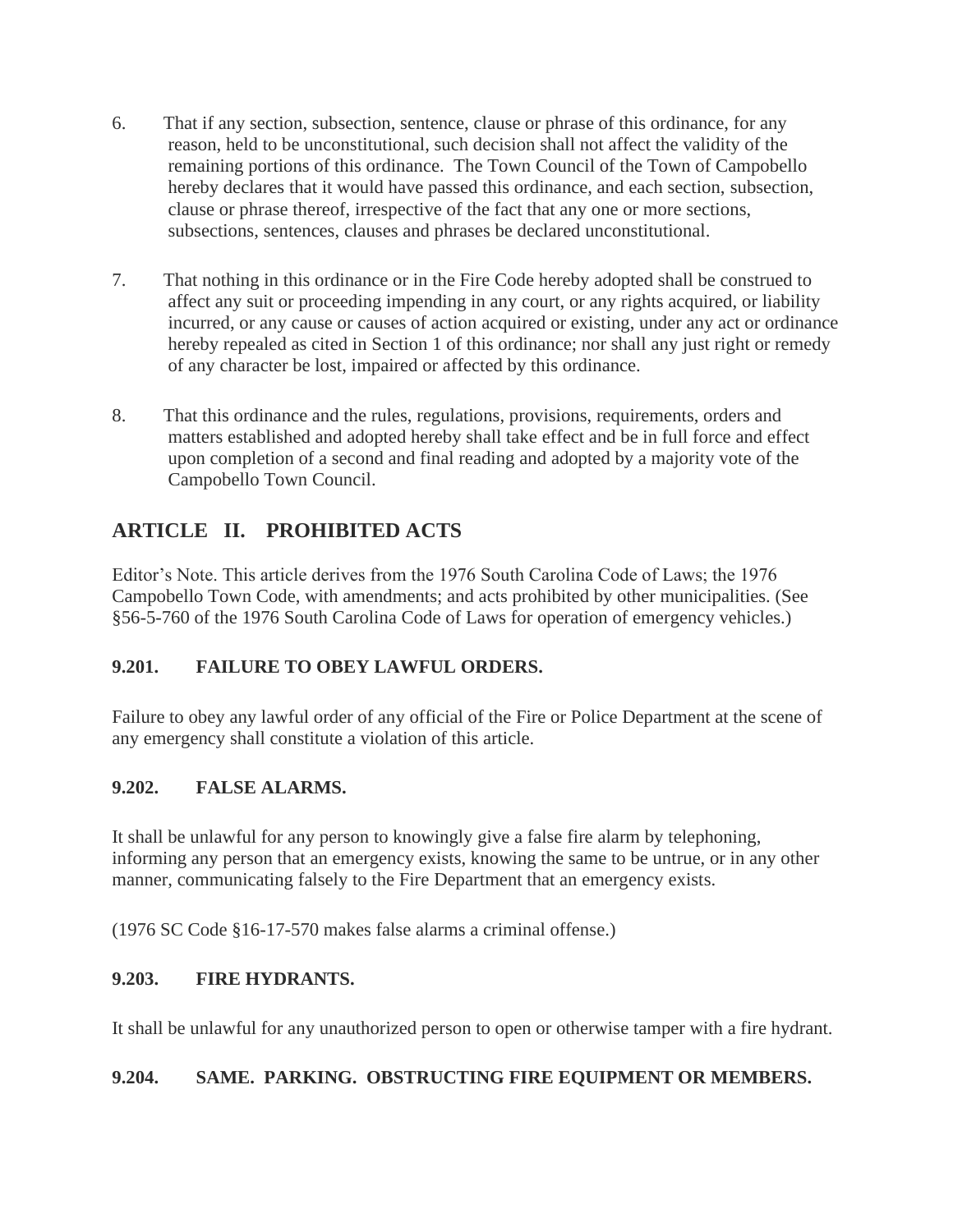6. That if any section, subsection, sentence, clause or phrase of this ordinance, for any reason, held to be unconstitutional, such decision shall not affect the validity of the remaining portions of this ordinance. The Town Council of the Town of Campobello hereby declares that it would have passed this ordinance, and each section, subsection, clause or phrase thereof, irrespective of the fact that any one or more sections, subsections, sentences, clauses and phrases be declared unconstitutional.

7. That nothing in this ordinance or in the Fire Code hereby adopted shall be construed to affect any suit or proceeding impending in any court, or any rights acquired, or liability incurred, or any cause or causes of action acquired or existing, under any act or ordinance hereby repealed as cited in Section 1 of this ordinance; nor shall any just right or remedy of any character be lost, impaired or affected by this ordinance.

8. That this ordinance and the rules, regulations, provisions, requirements, orders and matters established and adopted hereby shall take effect and be in full force and effect upon completion of a second and final reading and adopted by a majority vote of the Campobello Town Council.

## ARTICLE II. PROHIBITED ACTS

Editor's Note. This article derives from the 1976 South Carolina Code of Laws; the 1976 Campobello Town Code, with amendments; and acts prohibited by other municipalities. (See §56-5-760 of the 1976 South Carolina Code of Laws for operation of emergency vehicles.)

### 9.201. FAILURE TO OBEY LAWFUL ORDERS.

Failure to obey any lawful order of any official of the Fire or Police Department at the scene of any emergency shall constitute a violation of this article.

### 9.202. FALSE ALARMS.

It shall be unlawful for any person to knowingly give a false fire alarm by telephoning, informing any person that an emergency exists, knowing the same to be untrue, or in any other manner, communicating falsely to the Fire Department that an emergency exists.

(1976 SC Code §16-17-570 makes false alarms a criminal offense.)

### 9.203. FIRE HYDRANTS.

It shall be unlawful for any unauthorized person to open or otherwise tamper with a fire hydrant.

### 9.204. SAME. PARKING. OBSTRUCTING FIRE EQUIPMENT OR MEMBERS.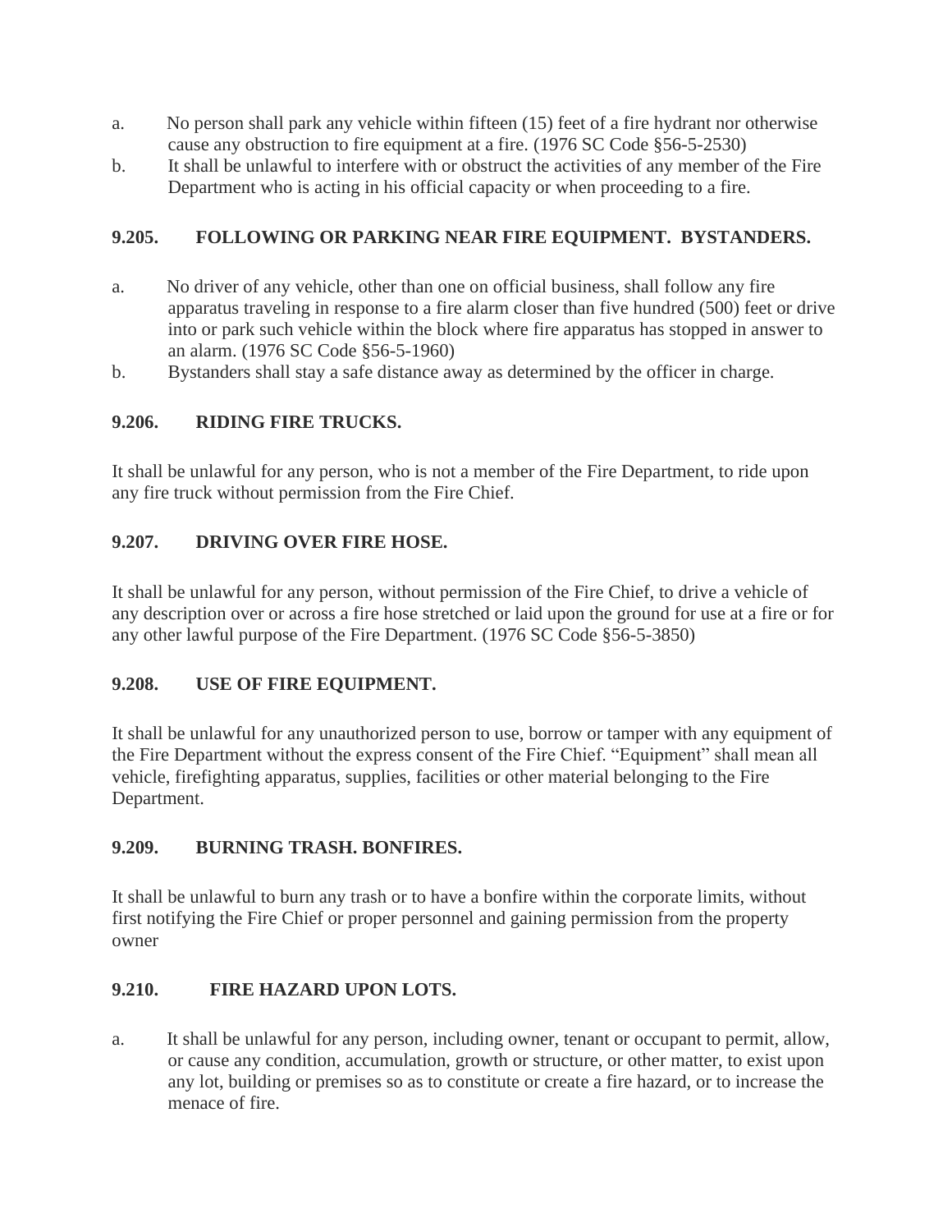a. No person shall park any vehicle within fifteen (15) feet of a fire hydrant nor otherwise cause any obstruction to fire equipment at a fire. (1976 SC Code §56-5-2530)

b. It shall be unlawful to interfere with or obstruct the activities of any member of the Fire Department who is acting in his official capacity or when proceeding to a fire.

### 9.205. FOLLOWING OR PARKING NEAR FIRE EQUIPMENT. BYSTANDERS.

a. No driver of any vehicle, other than one on official business, shall follow any fire apparatus traveling in response to a fire alarm closer than five hundred (500) feet or drive into or park such vehicle within the block where fire apparatus has stopped in answer to an alarm. (1976 SC Code §56-5-1960)

b. Bystanders shall stay a safe distance away as determined by the officer in charge.

### 9.206. RIDING FIRE TRUCKS.

It shall be unlawful for any person, who is not a member of the Fire Department, to ride upon any fire truck without permission from the Fire Chief.

### 9.207. DRIVING OVER FIRE HOSE.

It shall be unlawful for any person, without permission of the Fire Chief, to drive a vehicle of any description over or across a fire hose stretched or laid upon the ground for use at a fire or for any other lawful purpose of the Fire Department. (1976 SC Code §56-5-3850)

### 9.208. USE OF FIRE EQUIPMENT.

It shall be unlawful for any unauthorized person to use, borrow or tamper with any equipment of the Fire Department without the express consent of the Fire Chief. "Equipment" shall mean all vehicle, firefighting apparatus, supplies, facilities or other material belonging to the Fire Department.

### 9.209. BURNING TRASH. BONFIRES.

It shall be unlawful to burn any trash or to have a bonfire within the corporate limits, without first notifying the Fire Chief or proper personnel and gaining permission from the property owner

### 9.210. FIRE HAZARD UPON LOTS.

a. It shall be unlawful for any person, including owner, tenant or occupant to permit, allow, or cause any condition, accumulation, growth or structure, or other matter, to exist upon any lot, building or premises so as to constitute or create a fire hazard, or to increase the menace of fire.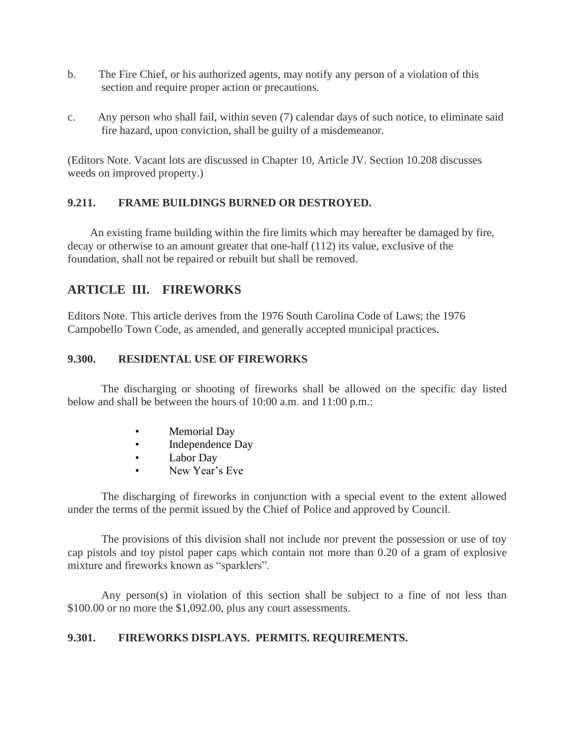b. The Fire Chief, or his authorized agents, may notify any person of a violation of this section and require proper action or precautions.

c. Any person who shall fail, within seven (7) calendar days of such notice, to eliminate said fire hazard, upon conviction, shall be guilty of a misdemeanor.

(Editors Note. Vacant lots are discussed in Chapter 10, Article JV. Section 10.208 discusses weeds on improved property.)

### 9.211. FRAME BUILDINGS BURNED OR DESTROYED.

An existing frame building within the fire limits which may hereafter be damaged by fire, decay or otherwise to an amount greater that one-half (112) its value, exclusive of the foundation, shall not be repaired or rebuilt but shall be removed.

## ARTICLE III. FIREWORKS

Editors Note. This article derives from the 1976 South Carolina Code of Laws; the 1976 Campobello Town Code, as amended, and generally accepted municipal practices.

### 9.300. RESIDENTAL USE OF FIREWORKS

The discharging or shooting of fireworks shall be allowed on the specific day listed below and shall be between the hours of 10:00 a.m. and 11:00 p.m.:

- Memorial Day
- Independence Day
- Labor Day
- New Year's Eve

The discharging of fireworks in conjunction with a special event to the extent allowed under the terms of the permit issued by the Chief of Police and approved by Council.

The provisions of this division shall not include nor prevent the possession or use of toy cap pistols and toy pistol paper caps which contain not more than 0.20 of a gram of explosive mixture and fireworks known as "sparklers".

Any person(s) in violation of this section shall be subject to a fine of not less than $100.00 or no more the $1,092.00, plus any court assessments.

### 9.301. FIREWORKS DISPLAYS. PERMITS. REQUIREMENTS.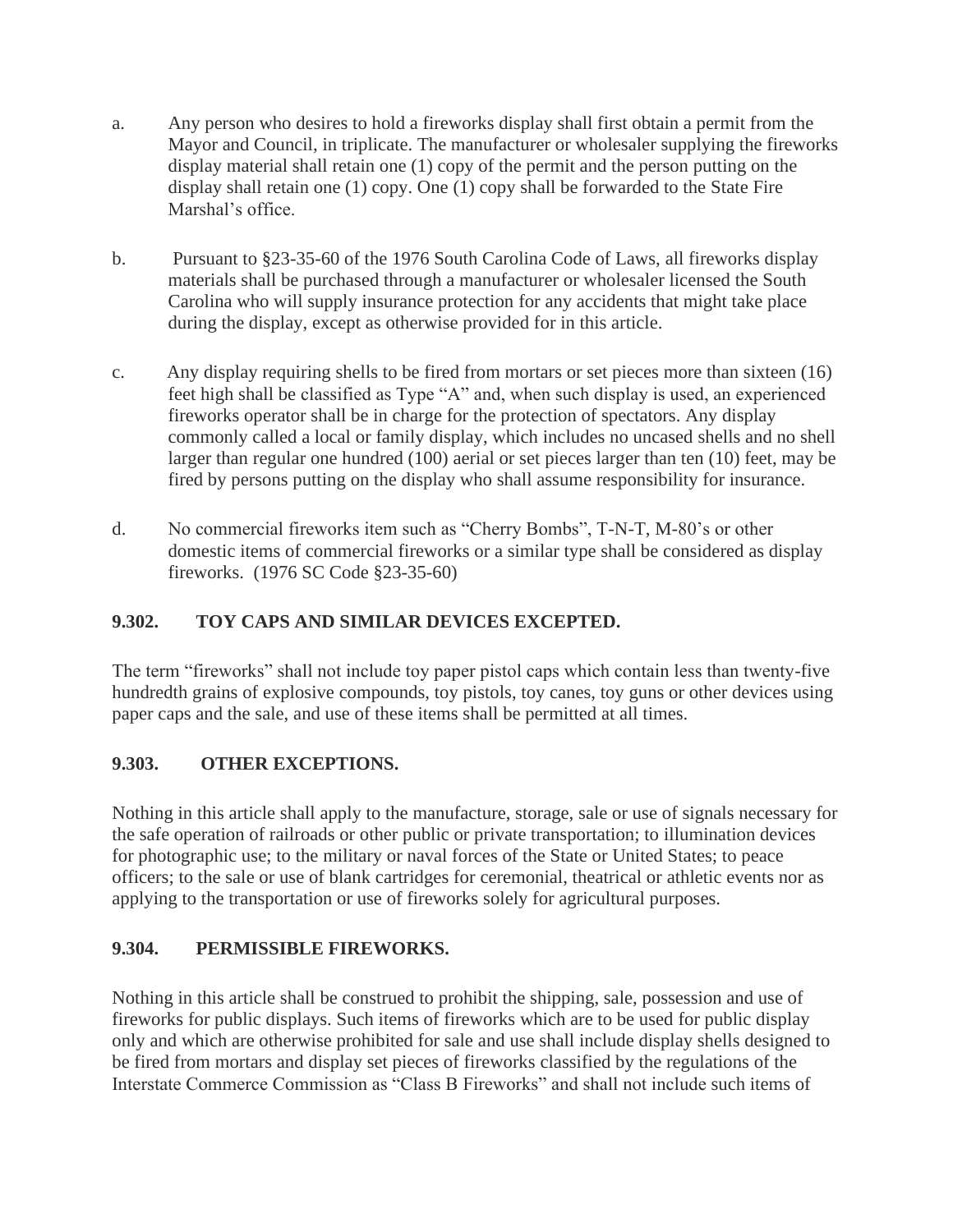a. Any person who desires to hold a fireworks display shall first obtain a permit from the Mayor and Council, in triplicate. The manufacturer or wholesaler supplying the fireworks display material shall retain one (1) copy of the permit and the person putting on the display shall retain one (1) copy. One (1) copy shall be forwarded to the State Fire Marshal's office.

b. Pursuant to §23-35-60 of the 1976 South Carolina Code of Laws, all fireworks display materials shall be purchased through a manufacturer or wholesaler licensed the South Carolina who will supply insurance protection for any accidents that might take place during the display, except as otherwise provided for in this article.

c. Any display requiring shells to be fired from mortars or set pieces more than sixteen (16) feet high shall be classified as Type "A" and, when such display is used, an experienced fireworks operator shall be in charge for the protection of spectators. Any display commonly called a local or family display, which includes no uncased shells and no shell larger than regular one hundred (100) aerial or set pieces larger than ten (10) feet, may be fired by persons putting on the display who shall assume responsibility for insurance.

d. No commercial fireworks item such as "Cherry Bombs", T-N-T, M-80's or other domestic items of commercial fireworks or a similar type shall be considered as display fireworks. (1976 SC Code §23-35-60)

**9.302. TOY CAPS AND SIMILAR DEVICES EXCEPTED.**

The term "fireworks" shall not include toy paper pistol caps which contain less than twenty-five hundredth grains of explosive compounds, toy pistols, toy canes, toy guns or other devices using paper caps and the sale, and use of these items shall be permitted at all times.

**9.303. OTHER EXCEPTIONS.**

Nothing in this article shall apply to the manufacture, storage, sale or use of signals necessary for the safe operation of railroads or other public or private transportation; to illumination devices for photographic use; to the military or naval forces of the State or United States; to peace officers; to the sale or use of blank cartridges for ceremonial, theatrical or athletic events nor as applying to the transportation or use of fireworks solely for agricultural purposes.

**9.304. PERMISSIBLE FIREWORKS.**

Nothing in this article shall be construed to prohibit the shipping, sale, possession and use of fireworks for public displays. Such items of fireworks which are to be used for public display only and which are otherwise prohibited for sale and use shall include display shells designed to be fired from mortars and display set pieces of fireworks classified by the regulations of the Interstate Commerce Commission as "Class B Fireworks" and shall not include such items of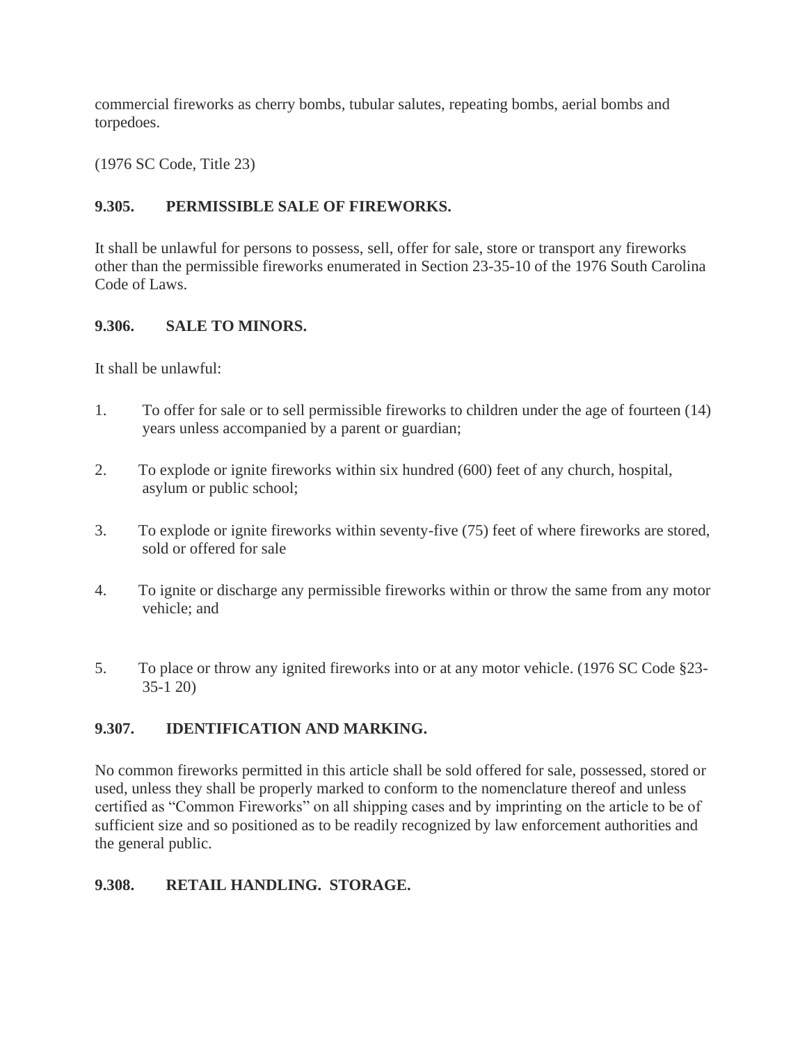commercial fireworks as cherry bombs, tubular salutes, repeating bombs, aerial bombs and torpedoes.

(1976 SC Code, Title 23)

### 9.305. PERMISSIBLE SALE OF FIREWORKS.

It shall be unlawful for persons to possess, sell, offer for sale, store or transport any fireworks other than the permissible fireworks enumerated in Section 23-35-10 of the 1976 South Carolina Code of Laws.

### 9.306. SALE TO MINORS.

It shall be unlawful:

1. To offer for sale or to sell permissible fireworks to children under the age of fourteen (14) years unless accompanied by a parent or guardian;

2. To explode or ignite fireworks within six hundred (600) feet of any church, hospital, asylum or public school;

3. To explode or ignite fireworks within seventy-five (75) feet of where fireworks are stored, sold or offered for sale

4. To ignite or discharge any permissible fireworks within or throw the same from any motor vehicle; and

5. To place or throw any ignited fireworks into or at any motor vehicle. (1976 SC Code §23-35-1 20)

### 9.307. IDENTIFICATION AND MARKING.

No common fireworks permitted in this article shall be sold offered for sale, possessed, stored or used, unless they shall be properly marked to conform to the nomenclature thereof and unless certified as "Common Fireworks" on all shipping cases and by imprinting on the article to be of sufficient size and so positioned as to be readily recognized by law enforcement authorities and the general public.

### 9.308. RETAIL HANDLING. STORAGE.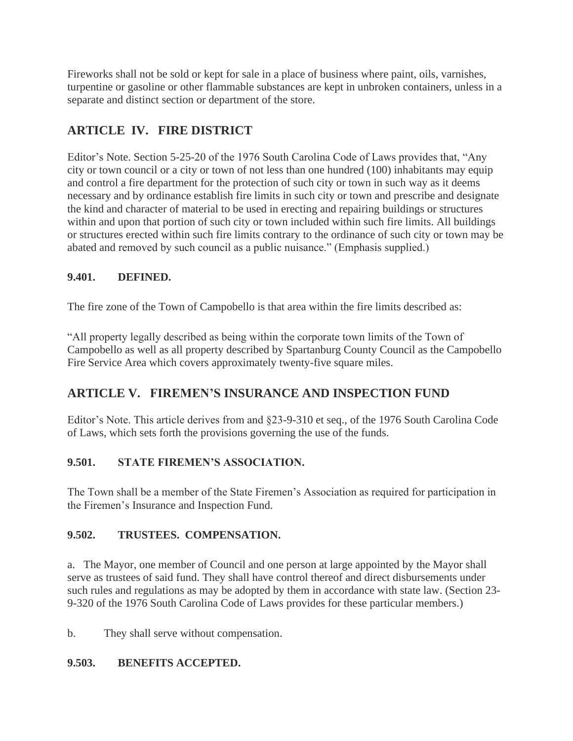Fireworks shall not be sold or kept for sale in a place of business where paint, oils, varnishes, turpentine or gasoline or other flammable substances are kept in unbroken containers, unless in a separate and distinct section or department of the store.

## ARTICLE IV. FIRE DISTRICT

Editor's Note. Section 5-25-20 of the 1976 South Carolina Code of Laws provides that, "Any city or town council or a city or town of not less than one hundred (100) inhabitants may equip and control a fire department for the protection of such city or town in such way as it deems necessary and by ordinance establish fire limits in such city or town and prescribe and designate the kind and character of material to be used in erecting and repairing buildings or structures within and upon that portion of such city or town included within such fire limits. All buildings or structures erected within such fire limits contrary to the ordinance of such city or town may be abated and removed by such council as a public nuisance." (Emphasis supplied.)

### 9.401. DEFINED.

The fire zone of the Town of Campobello is that area within the fire limits described as:

"All property legally described as being within the corporate town limits of the Town of Campobello as well as all property described by Spartanburg County Council as the Campobello Fire Service Area which covers approximately twenty-five square miles.

## ARTICLE V. FIREMEN'S INSURANCE AND INSPECTION FUND

Editor's Note. This article derives from and §23-9-310 et seq., of the 1976 South Carolina Code of Laws, which sets forth the provisions governing the use of the funds.

### 9.501. STATE FIREMEN'S ASSOCIATION.

The Town shall be a member of the State Firemen's Association as required for participation in the Firemen's Insurance and Inspection Fund.

### 9.502. TRUSTEES. COMPENSATION.

a. The Mayor, one member of Council and one person at large appointed by the Mayor shall serve as trustees of said fund. They shall have control thereof and direct disbursements under such rules and regulations as may be adopted by them in accordance with state law. (Section 23-9-320 of the 1976 South Carolina Code of Laws provides for these particular members.)

b. They shall serve without compensation.

### 9.503. BENEFITS ACCEPTED.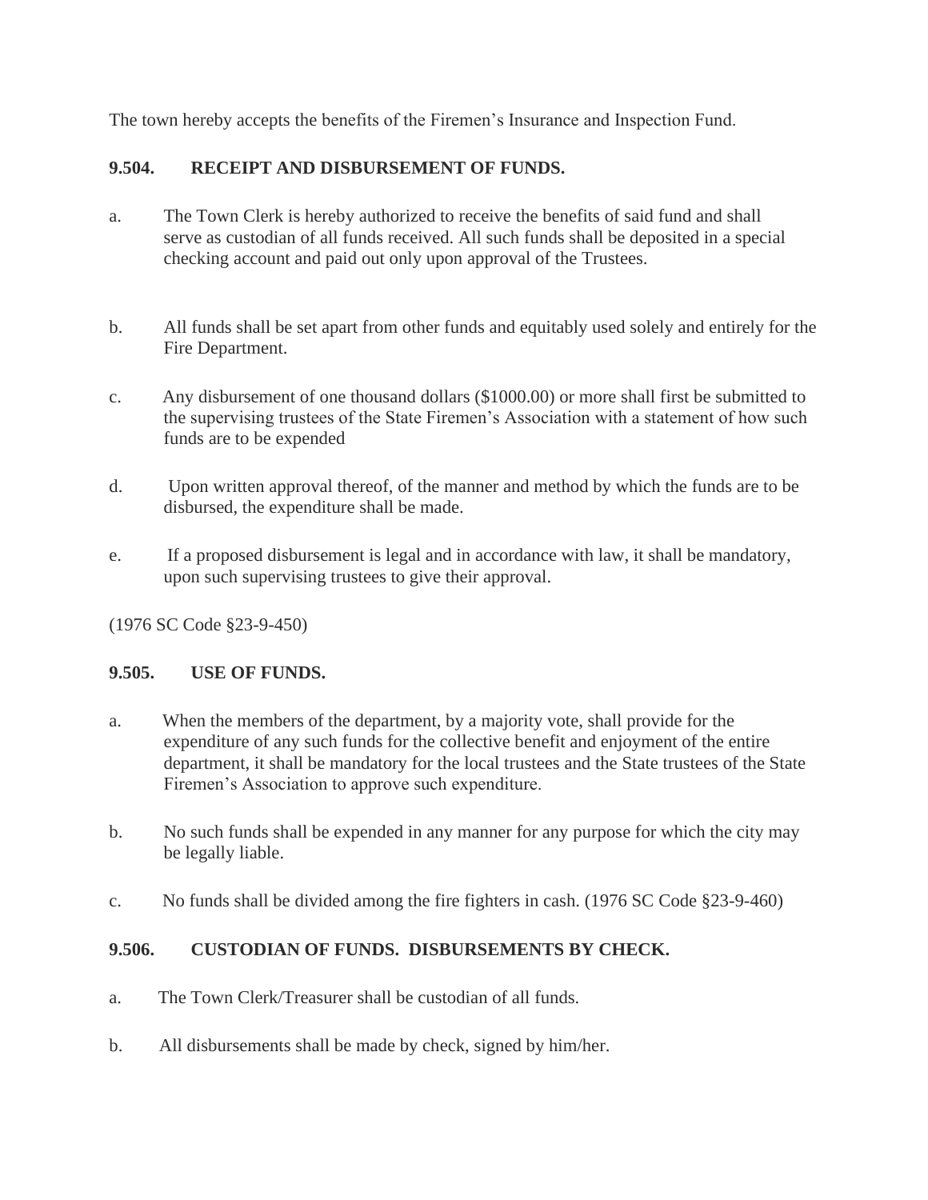The town hereby accepts the benefits of the Firemen's Insurance and Inspection Fund.

**9.504. RECEIPT AND DISBURSEMENT OF FUNDS.**

a. The Town Clerk is hereby authorized to receive the benefits of said fund and shall serve as custodian of all funds received. All such funds shall be deposited in a special checking account and paid out only upon approval of the Trustees.

b. All funds shall be set apart from other funds and equitably used solely and entirely for the Fire Department.

c. Any disbursement of one thousand dollars ($1000.00) or more shall first be submitted to the supervising trustees of the State Firemen's Association with a statement of how such funds are to be expended

d. Upon written approval thereof, of the manner and method by which the funds are to be disbursed, the expenditure shall be made.

e. If a proposed disbursement is legal and in accordance with law, it shall be mandatory, upon such supervising trustees to give their approval.

(1976 SC Code §23-9-450)

**9.505. USE OF FUNDS.**

a. When the members of the department, by a majority vote, shall provide for the expenditure of any such funds for the collective benefit and enjoyment of the entire department, it shall be mandatory for the local trustees and the State trustees of the State Firemen's Association to approve such expenditure.

b. No such funds shall be expended in any manner for any purpose for which the city may be legally liable.

c. No funds shall be divided among the fire fighters in cash. (1976 SC Code §23-9-460)

**9.506. CUSTODIAN OF FUNDS. DISBURSEMENTS BY CHECK.**

a. The Town Clerk/Treasurer shall be custodian of all funds.

b. All disbursements shall be made by check, signed by him/her.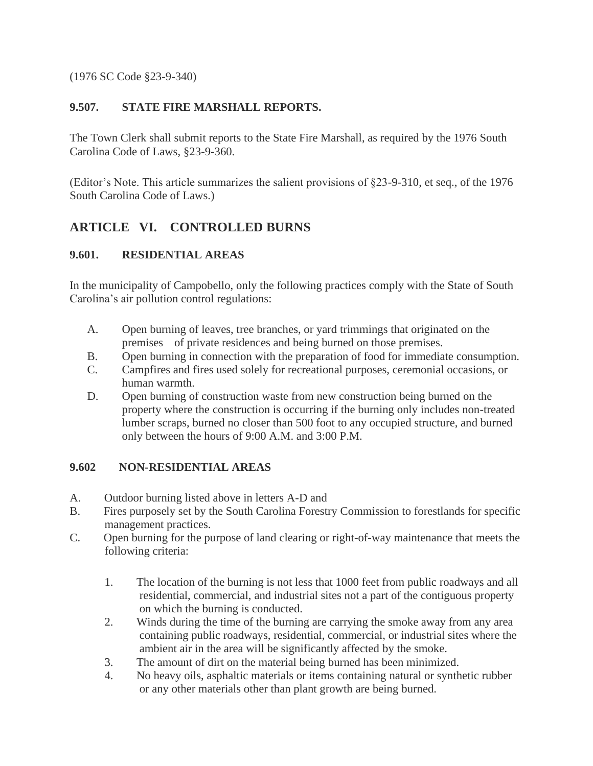(1976 SC Code §23-9-340)

### 9.507. STATE FIRE MARSHALL REPORTS.

The Town Clerk shall submit reports to the State Fire Marshall, as required by the 1976 South Carolina Code of Laws, §23-9-360.

(Editor's Note. This article summarizes the salient provisions of §23-9-310, et seq., of the 1976 South Carolina Code of Laws.)

## ARTICLE VI. CONTROLLED BURNS

### 9.601. RESIDENTIAL AREAS

In the municipality of Campobello, only the following practices comply with the State of South Carolina's air pollution control regulations:

A. Open burning of leaves, tree branches, or yard trimmings that originated on the premises of private residences and being burned on those premises.

B. Open burning in connection with the preparation of food for immediate consumption.

C. Campfires and fires used solely for recreational purposes, ceremonial occasions, or human warmth.

D. Open burning of construction waste from new construction being burned on the property where the construction is occurring if the burning only includes non-treated lumber scraps, burned no closer than 500 foot to any occupied structure, and burned only between the hours of 9:00 A.M. and 3:00 P.M.

### 9.602 NON-RESIDENTIAL AREAS

A. Outdoor burning listed above in letters A-D and

B. Fires purposely set by the South Carolina Forestry Commission to forestlands for specific management practices.

C. Open burning for the purpose of land clearing or right-of-way maintenance that meets the following criteria:

1. The location of the burning is not less that 1000 feet from public roadways and all residential, commercial, and industrial sites not a part of the contiguous property on which the burning is conducted.
2. Winds during the time of the burning are carrying the smoke away from any area containing public roadways, residential, commercial, or industrial sites where the ambient air in the area will be significantly affected by the smoke.
3. The amount of dirt on the material being burned has been minimized.
4. No heavy oils, asphaltic materials or items containing natural or synthetic rubber or any other materials other than plant growth are being burned.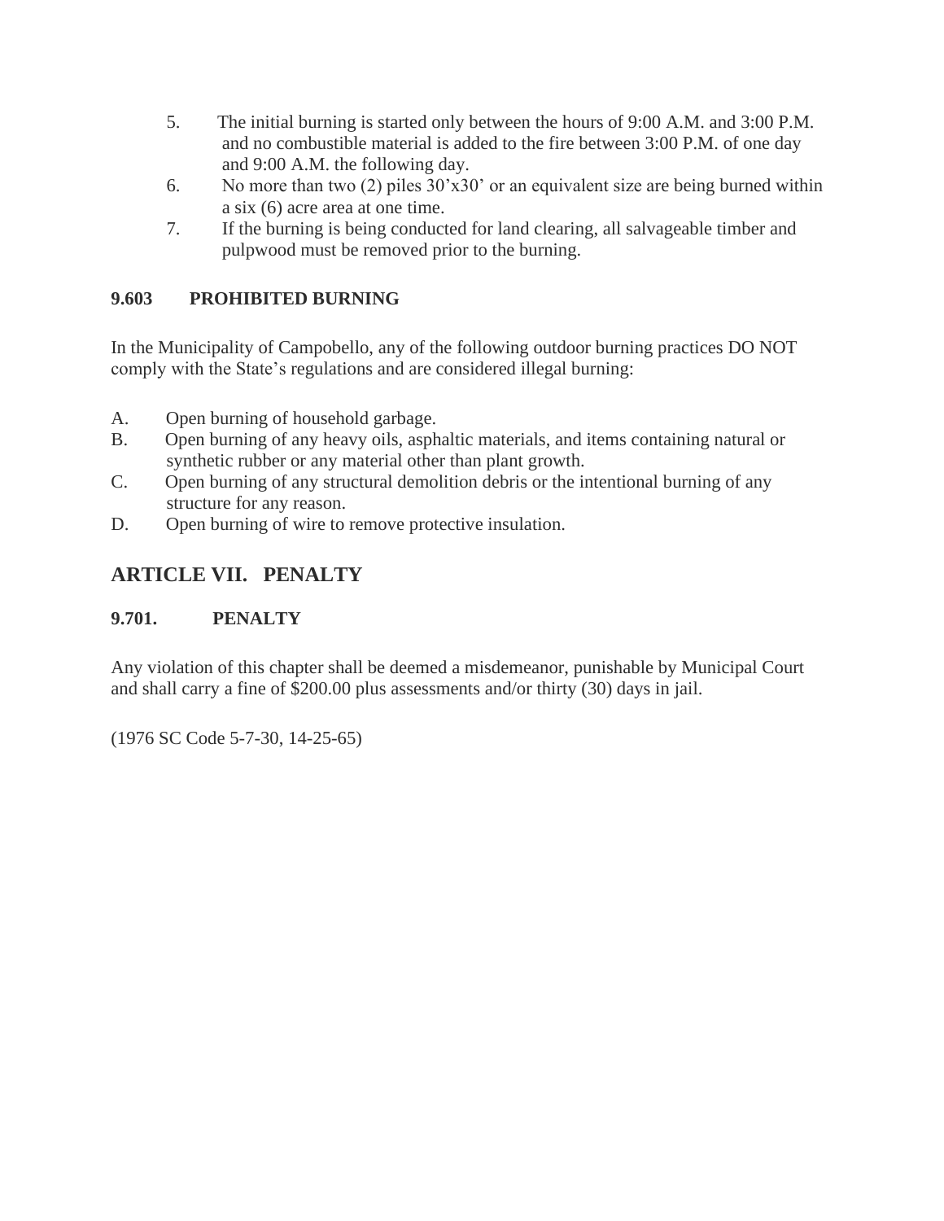5. The initial burning is started only between the hours of 9:00 A.M. and 3:00 P.M. and no combustible material is added to the fire between 3:00 P.M. of one day and 9:00 A.M. the following day.
6. No more than two (2) piles 30’x30’ or an equivalent size are being burned within a six (6) acre area at one time.
7. If the burning is being conducted for land clearing, all salvageable timber and pulpwood must be removed prior to the burning.

**9.603 PROHIBITED BURNING**

In the Municipality of Campobello, any of the following outdoor burning practices DO NOT comply with the State’s regulations and are considered illegal burning:

A. Open burning of household garbage.
B. Open burning of any heavy oils, asphaltic materials, and items containing natural or synthetic rubber or any material other than plant growth.
C. Open burning of any structural demolition debris or the intentional burning of any structure for any reason.
D. Open burning of wire to remove protective insulation.

## ARTICLE VII. PENALTY

**9.701. PENALTY**

Any violation of this chapter shall be deemed a misdemeanor, punishable by Municipal Court and shall carry a fine of $200.00 plus assessments and/or thirty (30) days in jail.

(1976 SC Code 5-7-30, 14-25-65)